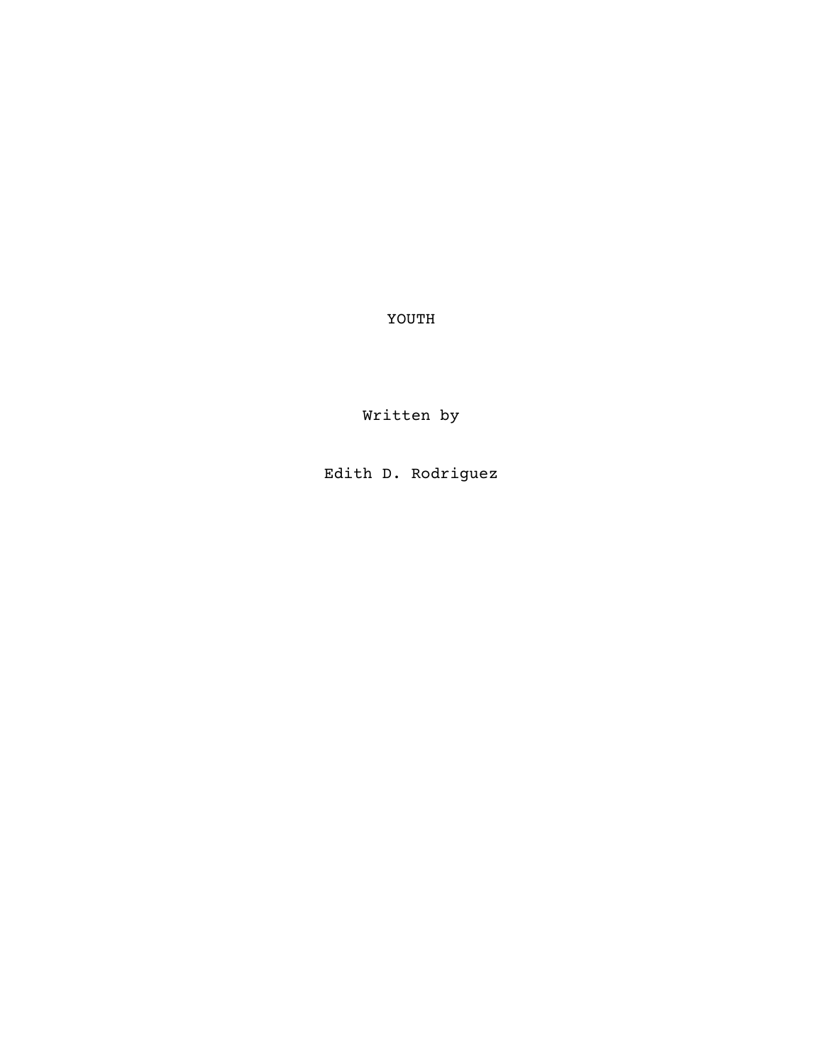# YOUTH

Written by

Edith D. Rodriguez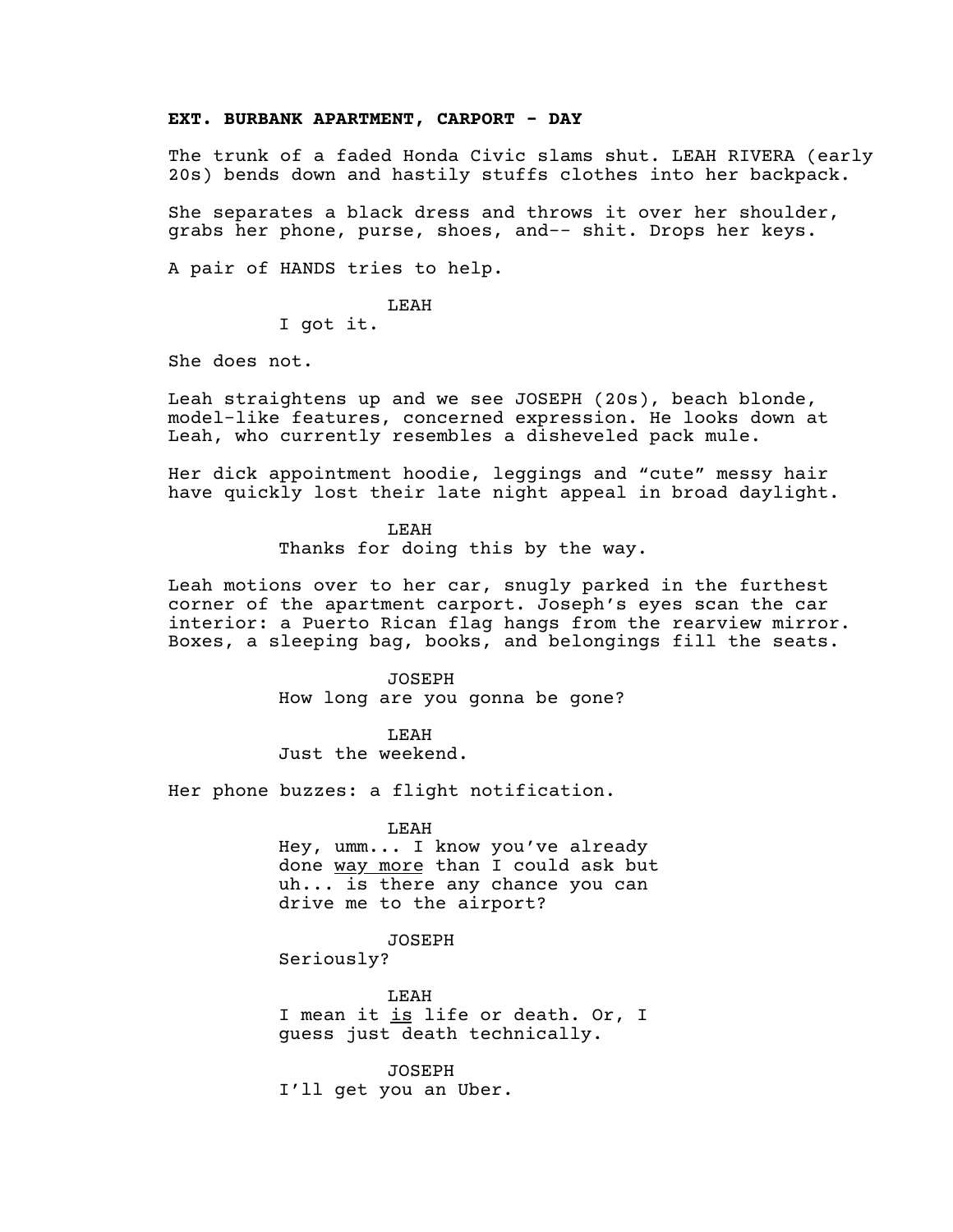**EXT. BURBANK APARTMENT, CARPORT - DAY**

The trunk of a faded Honda Civic slams shut. LEAH RIVERA (early 20s) bends down and hastily stuffs clothes into her backpack.

She separates a black dress and throws it over her shoulder, grabs her phone, purse, shoes, and-- shit. Drops her keys.

A pair of HANDS tries to help.

LEAH
I got it.

She does not.

Leah straightens up and we see JOSEPH (20s), beach blonde, model-like features, concerned expression. He looks down at Leah, who currently resembles a disheveled pack mule.

Her dick appointment hoodie, leggings and "cute" messy hair have quickly lost their late night appeal in broad daylight.

LEAH
Thanks for doing this by the way.

Leah motions over to her car, snugly parked in the furthest corner of the apartment carport. Joseph's eyes scan the car interior: a Puerto Rican flag hangs from the rearview mirror. Boxes, a sleeping bag, books, and belongings fill the seats.

JOSEPH
How long are you gonna be gone?

LEAH
Just the weekend.

Her phone buzzes: a flight notification.

LEAH
Hey, umm... I know you've already done <u>way more</u> than I could ask but uh... is there any chance you can drive me to the airport?

JOSEPH
Seriously?

LEAH
I mean it <u>is</u> life or death. Or, I guess just death technically.

JOSEPH
I'll get you an Uber.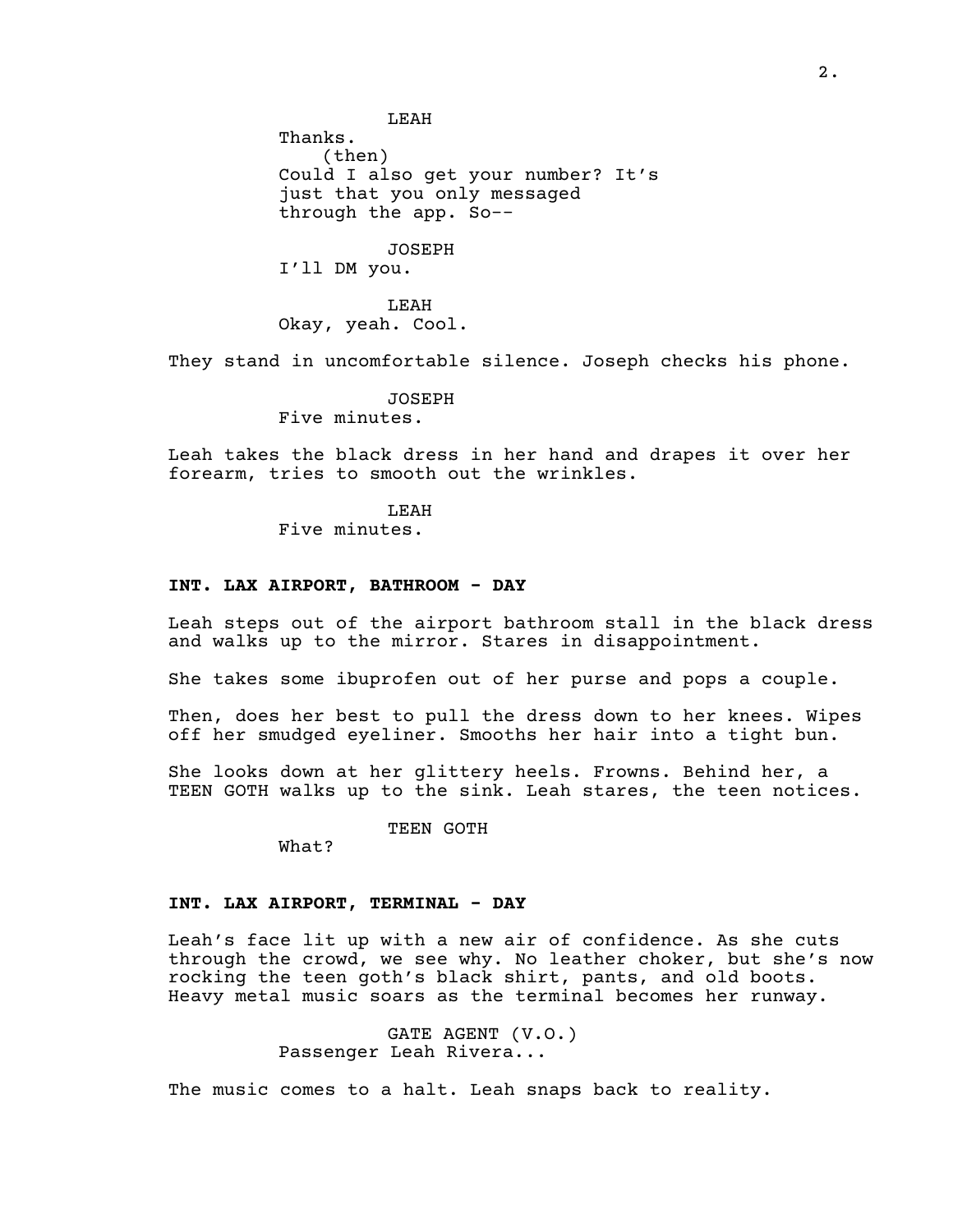LEAH

Thanks.

(then)

Could I also get your number? It's just that you only messaged through the app. So--

JOSEPH

I'll DM you.

LEAH

Okay, yeah. Cool.

They stand in uncomfortable silence. Joseph checks his phone.

JOSEPH

Five minutes.

Leah takes the black dress in her hand and drapes it over her forearm, tries to smooth out the wrinkles.

LEAH

Five minutes.

**INT. LAX AIRPORT, BATHROOM - DAY**

Leah steps out of the airport bathroom stall in the black dress and walks up to the mirror. Stares in disappointment.

She takes some ibuprofen out of her purse and pops a couple.

Then, does her best to pull the dress down to her knees. Wipes off her smudged eyeliner. Smooths her hair into a tight bun.

She looks down at her glittery heels. Frowns. Behind her, a TEEN GOTH walks up to the sink. Leah stares, the teen notices.

TEEN GOTH

What?

**INT. LAX AIRPORT, TERMINAL - DAY**

Leah's face lit up with a new air of confidence. As she cuts through the crowd, we see why. No leather choker, but she's now rocking the teen goth's black shirt, pants, and old boots. Heavy metal music soars as the terminal becomes her runway.

GATE AGENT (V.O.)

Passenger Leah Rivera...

The music comes to a halt. Leah snaps back to reality.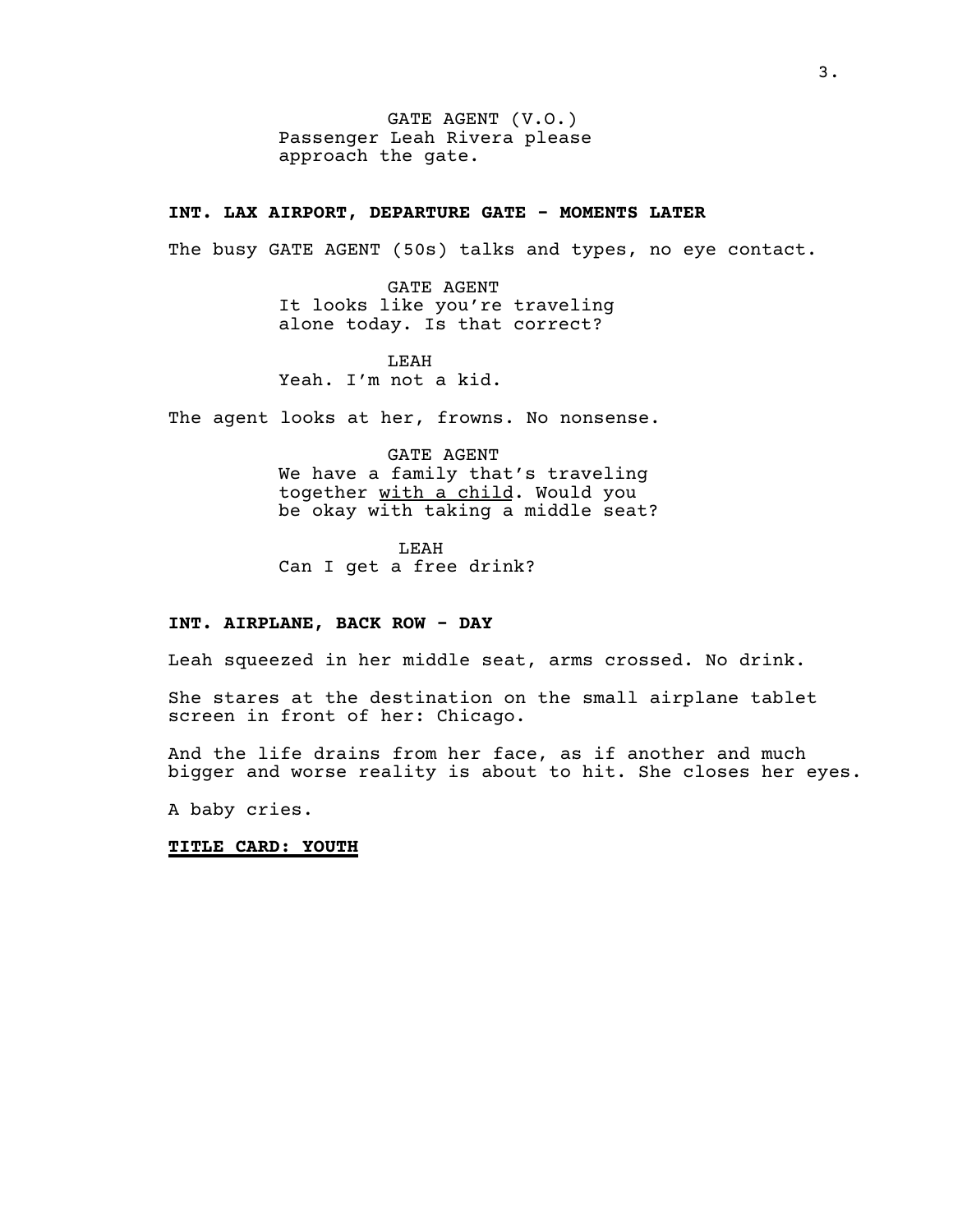GATE AGENT (V.O.)
Passenger Leah Rivera please
approach the gate.

**INT. LAX AIRPORT, DEPARTURE GATE - MOMENTS LATER**

The busy GATE AGENT (50s) talks and types, no eye contact.

GATE AGENT
It looks like you're traveling
alone today. Is that correct?

LEAH
Yeah. I'm not a kid.

The agent looks at her, frowns. No nonsense.

GATE AGENT
We have a family that's traveling
together <u>with a child</u>. Would you
be okay with taking a middle seat?

LEAH
Can I get a free drink?

**INT. AIRPLANE, BACK ROW - DAY**

Leah squeezed in her middle seat, arms crossed. No drink.

She stares at the destination on the small airplane tablet
screen in front of her: Chicago.

And the life drains from her face, as if another and much
bigger and worse reality is about to hit. She closes her eyes.

A baby cries.

**<u>TITLE CARD: YOUTH</u>**